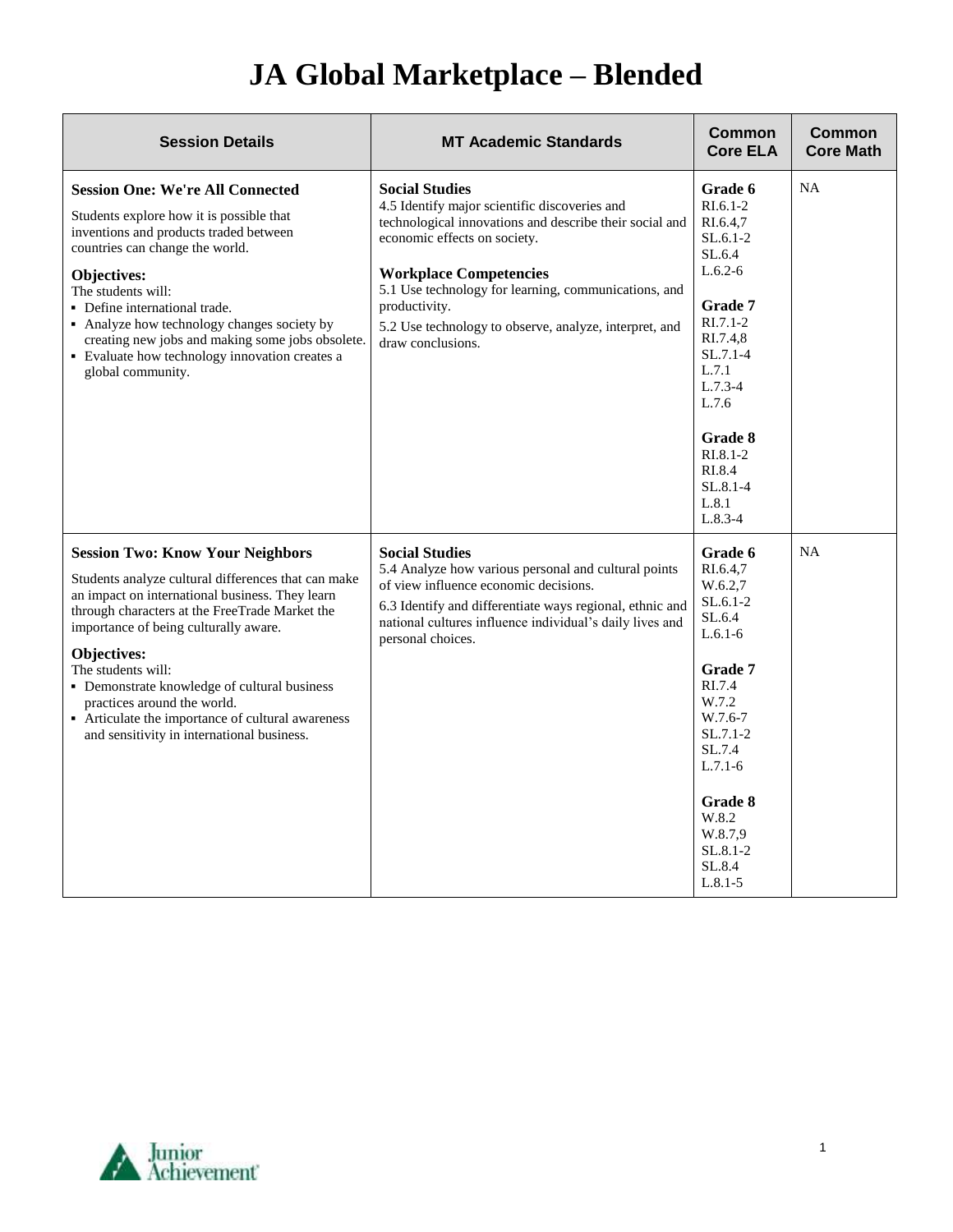# JA Global Marketplace – Blended

| Session Details | MT Academic Standards | Common Core ELA | Common Core Math |
|---|---|---|---|
| **Session One: We're All Connected**<br>Students explore how it is possible that inventions and products traded between countries can change the world.<br>**Objectives:**<br>The students will:<br>▪ Define international trade.<br>▪ Analyze how technology changes society by creating new jobs and making some jobs obsolete.<br>▪ Evaluate how technology innovation creates a global community. | **Social Studies**<br>4.5 Identify major scientific discoveries and technological innovations and describe their social and economic effects on society.<br>**Workplace Competencies**<br>5.1 Use technology for learning, communications, and productivity.<br>5.2 Use technology to observe, analyze, interpret, and draw conclusions. | **Grade 6**<br>RI.6.1-2<br>RI.6.4,7<br>SL.6.1-2<br>SL.6.4<br>L.6.2-6<br>**Grade 7**<br>RI.7.1-2<br>RI.7.4,8<br>SL.7.1-4<br>L.7.1<br>L.7.3-4<br>L.7.6<br>**Grade 8**<br>RI.8.1-2<br>RI.8.4<br>SL.8.1-4<br>L.8.1<br>L.8.3-4 | NA |
| **Session Two: Know Your Neighbors**<br>Students analyze cultural differences that can make an impact on international business. They learn through characters at the FreeTrade Market the importance of being culturally aware.<br>**Objectives:**<br>The students will:<br>▪ Demonstrate knowledge of cultural business practices around the world.<br>▪ Articulate the importance of cultural awareness and sensitivity in international business. | **Social Studies**<br>5.4 Analyze how various personal and cultural points of view influence economic decisions.<br>6.3 Identify and differentiate ways regional, ethnic and national cultures influence individual's daily lives and personal choices. | **Grade 6**<br>RI.6.4,7<br>W.6.2,7<br>SL.6.1-2<br>SL.6.4<br>L.6.1-6<br>**Grade 7**<br>RI.7.4<br>W.7.2<br>W.7.6-7<br>SL.7.1-2<br>SL.7.4<br>L.7.1-6<br>**Grade 8**<br>W.8.2<br>W.8.7,9<br>SL.8.1-2<br>SL.8.4<br>L.8.1-5 | NA |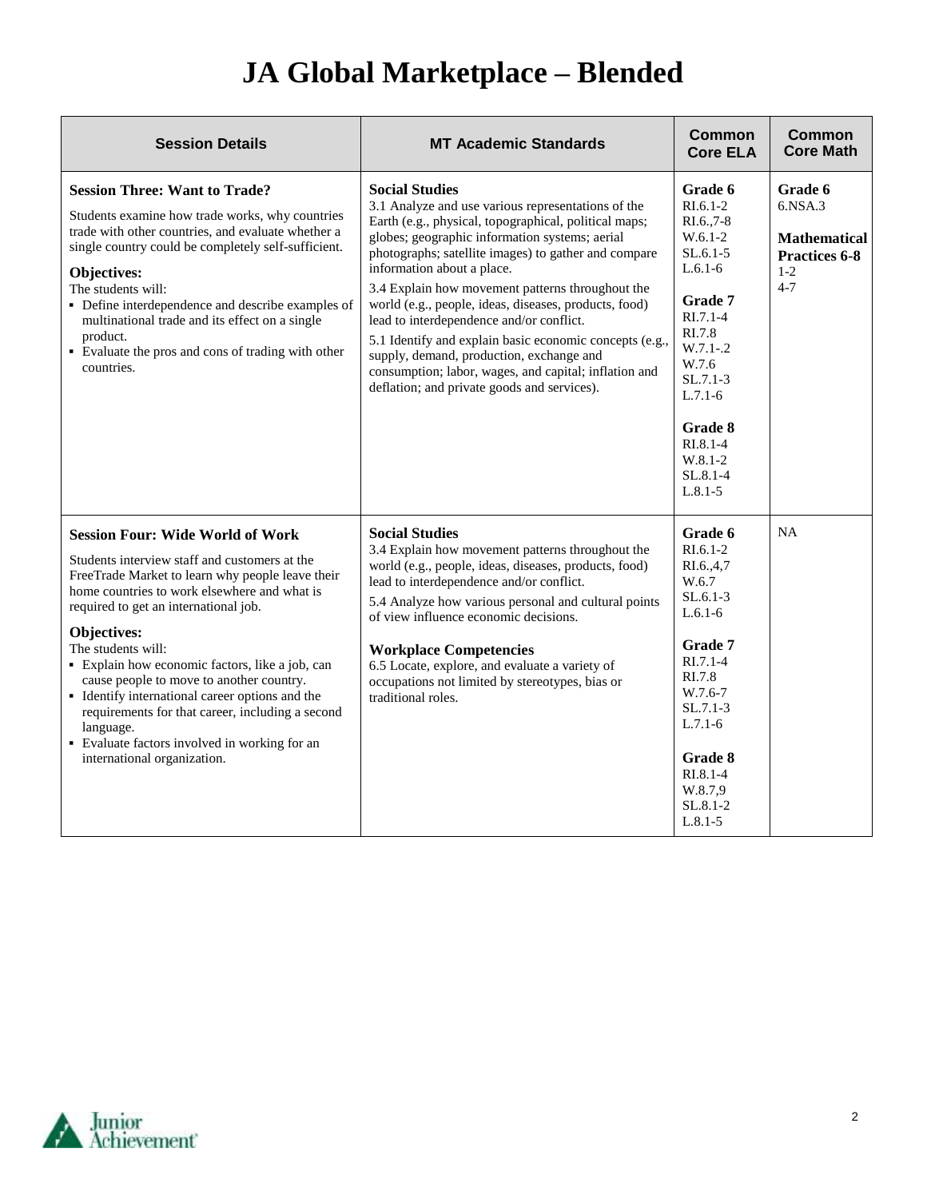# JA Global Marketplace – Blended

| Session Details | MT Academic Standards | Common Core ELA | Common Core Math |
|---|---|---|---|
| **Session Three: Want to Trade?**<br><br>Students examine how trade works, why countries trade with other countries, and evaluate whether a single country could be completely self-sufficient.<br><br>**Objectives:**<br>The students will:<br>▪ Define interdependence and describe examples of multinational trade and its effect on a single product.<br>▪ Evaluate the pros and cons of trading with other countries. | **Social Studies**<br>3.1 Analyze and use various representations of the Earth (e.g., physical, topographical, political maps; globes; geographic information systems; aerial photographs; satellite images) to gather and compare information about a place.<br>3.4 Explain how movement patterns throughout the world (e.g., people, ideas, diseases, products, food) lead to interdependence and/or conflict.<br>5.1 Identify and explain basic economic concepts (e.g., supply, demand, production, exchange and consumption; labor, wages, and capital; inflation and deflation; and private goods and services). | **Grade 6**<br>RI.6.1-2<br>RI.6.,7-8<br>W.6.1-2<br>SL.6.1-5<br>L.6.1-6<br><br>**Grade 7**<br>RI.7.1-4<br>RI.7.8<br>W.7.1-.2<br>W.7.6<br>SL.7.1-3<br>L.7.1-6<br><br>**Grade 8**<br>RI.8.1-4<br>W.8.1-2<br>SL.8.1-4<br>L.8.1-5 | **Grade 6**<br>6.NSA.3<br><br>**Mathematical Practices 6-8**<br>1-2<br>4-7 |
| **Session Four: Wide World of Work**<br><br>Students interview staff and customers at the FreeTrade Market to learn why people leave their home countries to work elsewhere and what is required to get an international job.<br><br>**Objectives:**<br>The students will:<br>▪ Explain how economic factors, like a job, can cause people to move to another country.<br>▪ Identify international career options and the requirements for that career, including a second language.<br>▪ Evaluate factors involved in working for an international organization. | **Social Studies**<br>3.4 Explain how movement patterns throughout the world (e.g., people, ideas, diseases, products, food) lead to interdependence and/or conflict.<br>5.4 Analyze how various personal and cultural points of view influence economic decisions.<br><br>**Workplace Competencies**<br>6.5 Locate, explore, and evaluate a variety of occupations not limited by stereotypes, bias or traditional roles. | **Grade 6**<br>RI.6.1-2<br>RI.6.,4,7<br>W.6.7<br>SL.6.1-3<br>L.6.1-6<br><br>**Grade 7**<br>RI.7.1-4<br>RI.7.8<br>W.7.6-7<br>SL.7.1-3<br>L.7.1-6<br><br>**Grade 8**<br>RI.8.1-4<br>W.8.7,9<br>SL.8.1-2<br>L.8.1-5 | NA |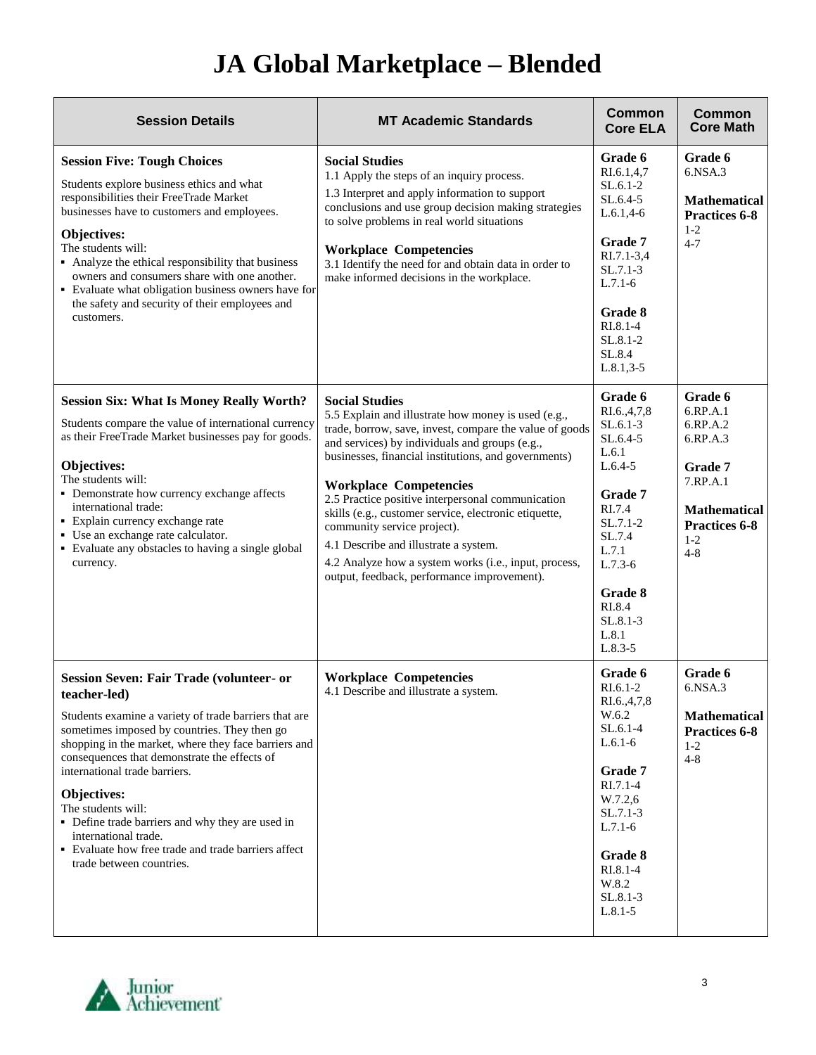# JA Global Marketplace – Blended

| Session Details | MT Academic Standards | Common Core ELA | Common Core Math |
|---|---|---|---|
| **Session Five: Tough Choices**<br><br>Students explore business ethics and what responsibilities their FreeTrade Market businesses have to customers and employees.<br><br>**Objectives:**<br>The students will:<br>▪ Analyze the ethical responsibility that business owners and consumers share with one another.<br>▪ Evaluate what obligation business owners have for the safety and security of their employees and customers. | **Social Studies**<br>1.1 Apply the steps of an inquiry process.<br>1.3 Interpret and apply information to support conclusions and use group decision making strategies to solve problems in real world situations<br><br>**Workplace Competencies**<br>3.1 Identify the need for and obtain data in order to make informed decisions in the workplace. | **Grade 6**<br>RI.6.1,4,7<br>SL.6.1-2<br>SL.6.4-5<br>L.6.1,4-6<br><br>**Grade 7**<br>RI.7.1-3,4<br>SL.7.1-3<br>L.7.1-6<br><br>**Grade 8**<br>RI.8.1-4<br>SL.8.1-2<br>SL.8.4<br>L.8.1,3-5 | **Grade 6**<br>6.NSA.3<br><br>**Mathematical Practices 6-8**<br>1-2<br>4-7 |
| **Session Six: What Is Money Really Worth?**<br><br>Students compare the value of international currency as their FreeTrade Market businesses pay for goods.<br><br>**Objectives:**<br>The students will:<br>▪ Demonstrate how currency exchange affects international trade:<br>▪ Explain currency exchange rate<br>▪ Use an exchange rate calculator.<br>▪ Evaluate any obstacles to having a single global currency. | **Social Studies**<br>5.5 Explain and illustrate how money is used (e.g., trade, borrow, save, invest, compare the value of goods and services) by individuals and groups (e.g., businesses, financial institutions, and governments)<br><br>**Workplace Competencies**<br>2.5 Practice positive interpersonal communication skills (e.g., customer service, electronic etiquette, community service project).<br>4.1 Describe and illustrate a system.<br>4.2 Analyze how a system works (i.e., input, process, output, feedback, performance improvement). | **Grade 6**<br>RI.6.,4,7,8<br>SL.6.1-3<br>SL.6.4-5<br>L.6.1<br>L.6.4-5<br><br>**Grade 7**<br>RI.7.4<br>SL.7.1-2<br>SL.7.4<br>L.7.1<br>L.7.3-6<br><br>**Grade 8**<br>RI.8.4<br>SL.8.1-3<br>L.8.1<br>L.8.3-5 | **Grade 6**<br>6.RP.A.1<br>6.RP.A.2<br>6.RP.A.3<br><br>**Grade 7**<br>7.RP.A.1<br><br>**Mathematical Practices 6-8**<br>1-2<br>4-8 |
| **Session Seven: Fair Trade (volunteer- or teacher-led)**<br><br>Students examine a variety of trade barriers that are sometimes imposed by countries. They then go shopping in the market, where they face barriers and consequences that demonstrate the effects of international trade barriers.<br><br>**Objectives:**<br>The students will:<br>▪ Define trade barriers and why they are used in international trade.<br>▪ Evaluate how free trade and trade barriers affect trade between countries. | **Workplace Competencies**<br>4.1 Describe and illustrate a system. | **Grade 6**<br>RI.6.1-2<br>RI.6.,4,7,8<br>W.6.2<br>SL.6.1-4<br>L.6.1-6<br><br>**Grade 7**<br>RI.7.1-4<br>W.7.2,6<br>SL.7.1-3<br>L.7.1-6<br><br>**Grade 8**<br>RI.8.1-4<br>W.8.2<br>SL.8.1-3<br>L.8.1-5 | **Grade 6**<br>6.NSA.3<br><br>**Mathematical Practices 6-8**<br>1-2<br>4-8 |